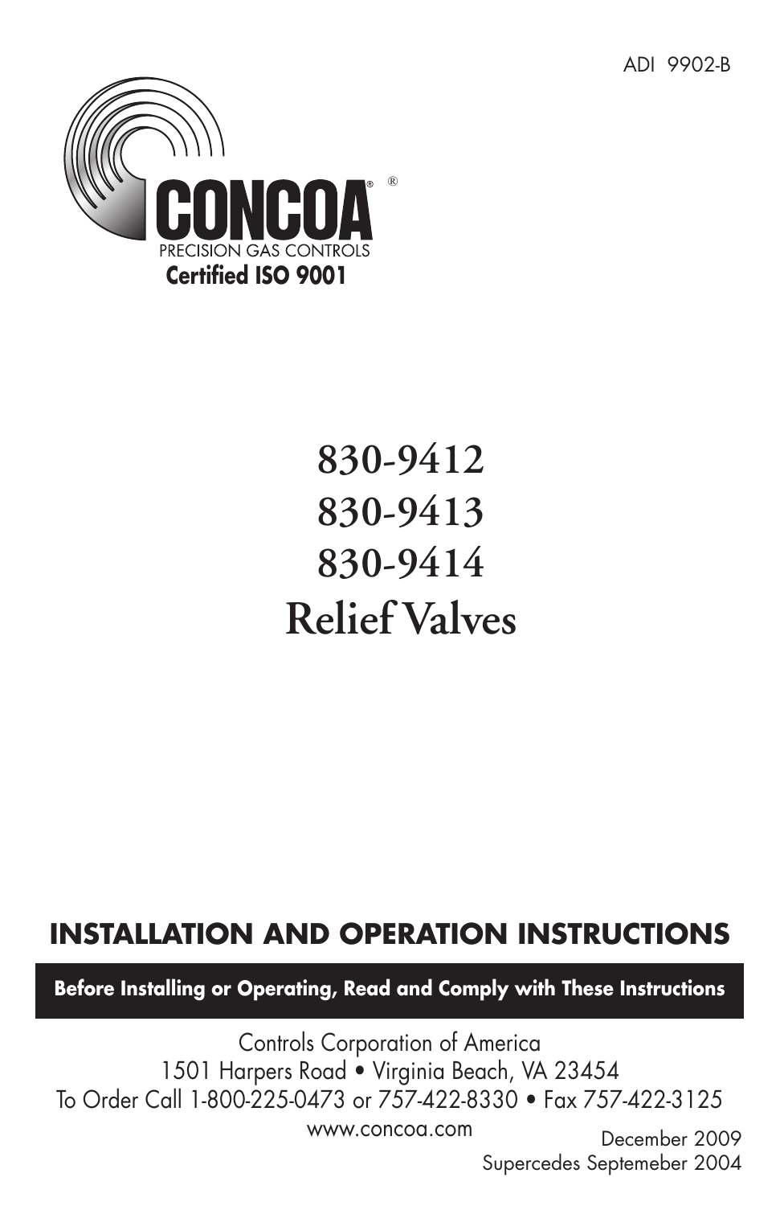ADI 9902-B

CONCOA®

PRECISION GAS CONTROLS

**Certified ISO 9001**

# 830-9412
# 830-9413
# 830-9414
# Relief Valves

## INSTALLATION AND OPERATION INSTRUCTIONS

**Before Installing or Operating, Read and Comply with These Instructions**

Controls Corporation of America
1501 Harpers Road • Virginia Beach, VA 23454
To Order Call 1-800-225-0473 or 757-422-8330 • Fax 757-422-3125
www.concoa.com

December 2009
Supercedes Septemeber 2004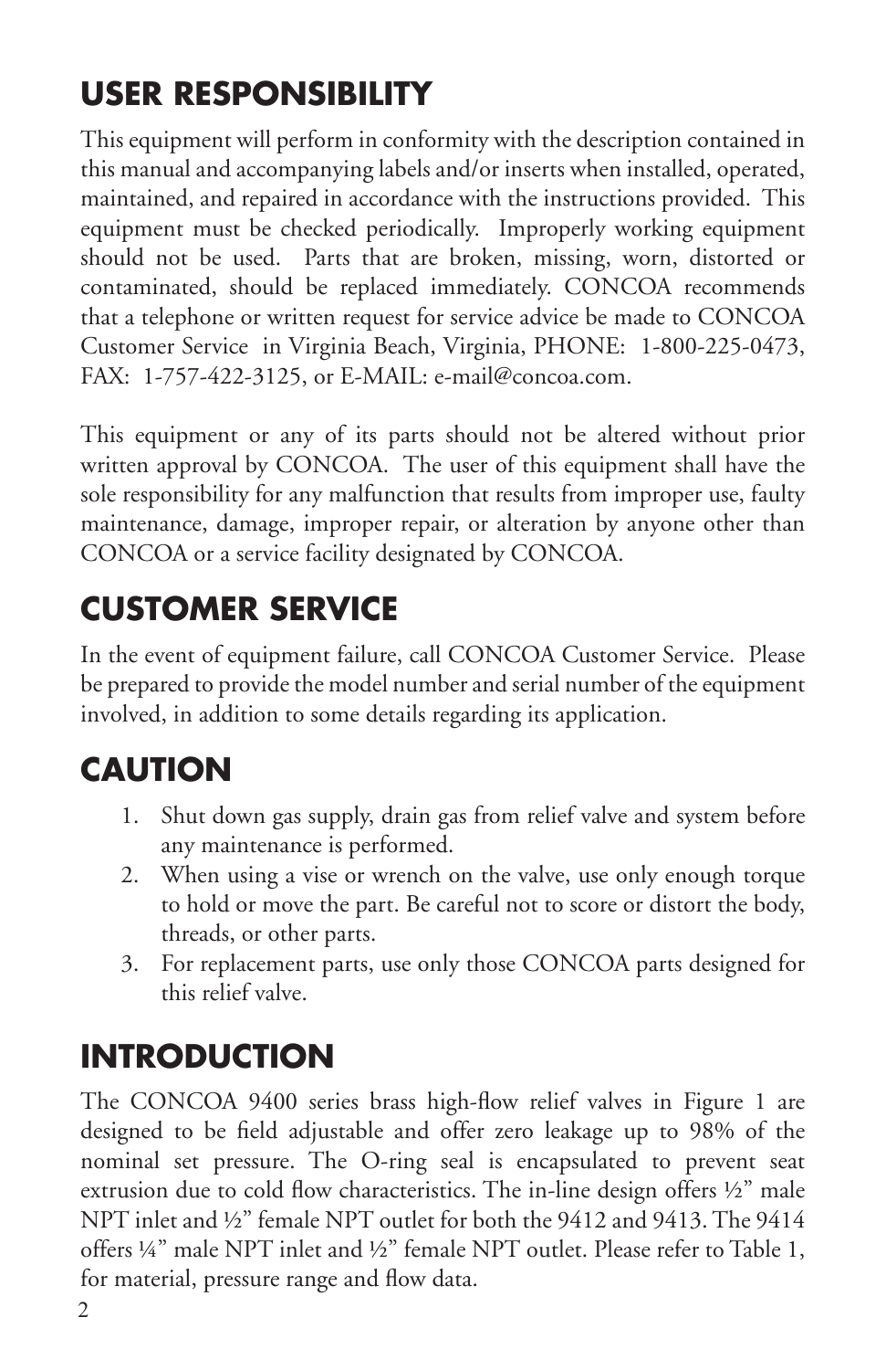## USER RESPONSIBILITY

This equipment will perform in conformity with the description contained in this manual and accompanying labels and/or inserts when installed, operated, maintained, and repaired in accordance with the instructions provided. This equipment must be checked periodically. Improperly working equipment should not be used. Parts that are broken, missing, worn, distorted or contaminated, should be replaced immediately. CONCOA recommends that a telephone or written request for service advice be made to CONCOA Customer Service in Virginia Beach, Virginia, PHONE: 1-800-225-0473, FAX: 1-757-422-3125, or E-MAIL: e-mail@concoa.com.

This equipment or any of its parts should not be altered without prior written approval by CONCOA. The user of this equipment shall have the sole responsibility for any malfunction that results from improper use, faulty maintenance, damage, improper repair, or alteration by anyone other than CONCOA or a service facility designated by CONCOA.

## CUSTOMER SERVICE

In the event of equipment failure, call CONCOA Customer Service. Please be prepared to provide the model number and serial number of the equipment involved, in addition to some details regarding its application.

## CAUTION

1. Shut down gas supply, drain gas from relief valve and system before any maintenance is performed.
2. When using a vise or wrench on the valve, use only enough torque to hold or move the part. Be careful not to score or distort the body, threads, or other parts.
3. For replacement parts, use only those CONCOA parts designed for this relief valve.

## INTRODUCTION

The CONCOA 9400 series brass high-flow relief valves in Figure 1 are designed to be field adjustable and offer zero leakage up to 98% of the nominal set pressure. The O-ring seal is encapsulated to prevent seat extrusion due to cold flow characteristics. The in-line design offers ½" male NPT inlet and ½" female NPT outlet for both the 9412 and 9413. The 9414 offers ¼" male NPT inlet and ½" female NPT outlet. Please refer to Table 1, for material, pressure range and flow data.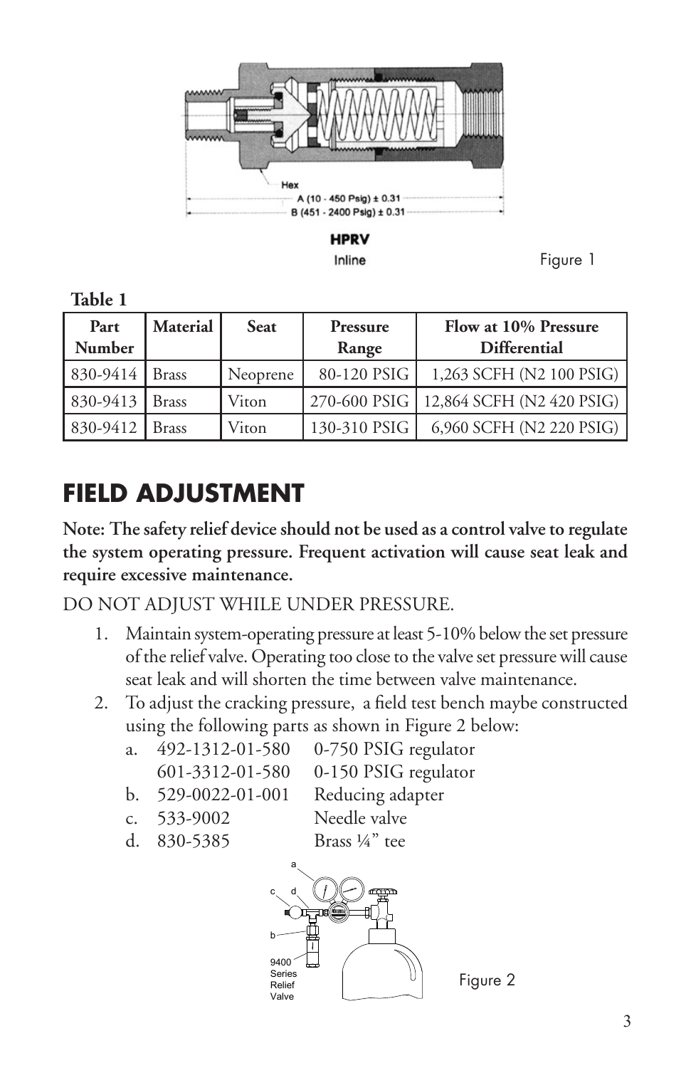Figure 1

**Table 1**

| Part Number | Material | Seat | Pressure Range | Flow at 10% Pressure Differential |
|---|---|---|---|---|
| 830-9414 | Brass | Neoprene | 80-120 PSIG | 1,263 SCFH (N2 100 PSIG) |
| 830-9413 | Brass | Viton | 270-600 PSIG | 12,864 SCFH (N2 420 PSIG) |
| 830-9412 | Brass | Viton | 130-310 PSIG | 6,960 SCFH (N2 220 PSIG) |

# FIELD ADJUSTMENT

**Note: The safety relief device should not be used as a control valve to regulate the system operating pressure. Frequent activation will cause seat leak and require excessive maintenance.**

DO NOT ADJUST WHILE UNDER PRESSURE.

1. Maintain system-operating pressure at least 5-10% below the set pressure of the relief valve. Operating too close to the valve set pressure will cause seat leak and will shorten the time between valve maintenance.
2. To adjust the cracking pressure, a field test bench maybe constructed using the following parts as shown in Figure 2 below:
   a. 492-1312-01-580 0-750 PSIG regulator
      601-3312-01-580 0-150 PSIG regulator
   b. 529-0022-01-001 Reducing adapter
   c. 533-9002 Needle valve
   d. 830-5385 Brass ¼” tee

Figure 2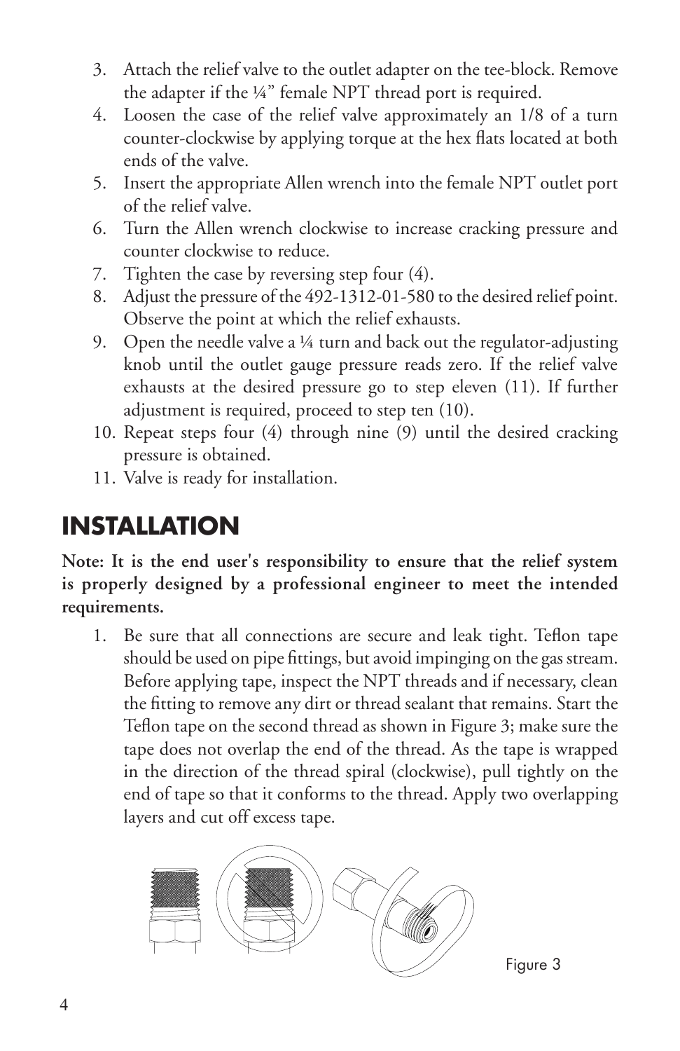3. Attach the relief valve to the outlet adapter on the tee-block. Remove the adapter if the ¼" female NPT thread port is required.
4. Loosen the case of the relief valve approximately an 1/8 of a turn counter-clockwise by applying torque at the hex flats located at both ends of the valve.
5. Insert the appropriate Allen wrench into the female NPT outlet port of the relief valve.
6. Turn the Allen wrench clockwise to increase cracking pressure and counter clockwise to reduce.
7. Tighten the case by reversing step four (4).
8. Adjust the pressure of the 492-1312-01-580 to the desired relief point. Observe the point at which the relief exhausts.
9. Open the needle valve a ¼ turn and back out the regulator-adjusting knob until the outlet gauge pressure reads zero. If the relief valve exhausts at the desired pressure go to step eleven (11). If further adjustment is required, proceed to step ten (10).
10. Repeat steps four (4) through nine (9) until the desired cracking pressure is obtained.
11. Valve is ready for installation.

# INSTALLATION

**Note: It is the end user's responsibility to ensure that the relief system is properly designed by a professional engineer to meet the intended requirements.**

1. Be sure that all connections are secure and leak tight. Teflon tape should be used on pipe fittings, but avoid impinging on the gas stream. Before applying tape, inspect the NPT threads and if necessary, clean the fitting to remove any dirt or thread sealant that remains. Start the Teflon tape on the second thread as shown in Figure 3; make sure the tape does not overlap the end of the thread. As the tape is wrapped in the direction of the thread spiral (clockwise), pull tightly on the end of tape so that it conforms to the thread. Apply two overlapping layers and cut off excess tape.

Figure 3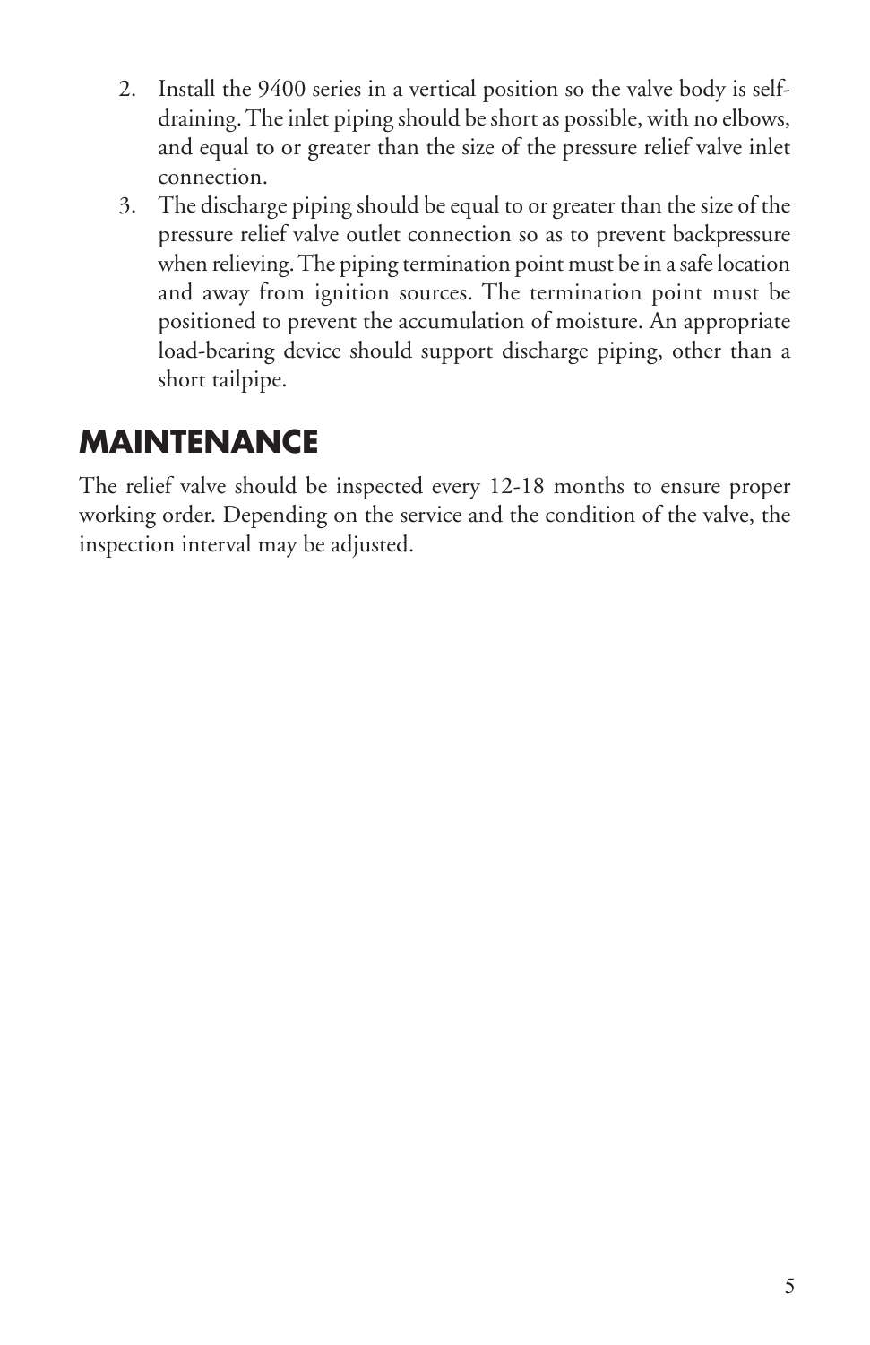2. Install the 9400 series in a vertical position so the valve body is self-draining. The inlet piping should be short as possible, with no elbows, and equal to or greater than the size of the pressure relief valve inlet connection.
3. The discharge piping should be equal to or greater than the size of the pressure relief valve outlet connection so as to prevent backpressure when relieving. The piping termination point must be in a safe location and away from ignition sources. The termination point must be positioned to prevent the accumulation of moisture. An appropriate load-bearing device should support discharge piping, other than a short tailpipe.

# MAINTENANCE

The relief valve should be inspected every 12-18 months to ensure proper working order. Depending on the service and the condition of the valve, the inspection interval may be adjusted.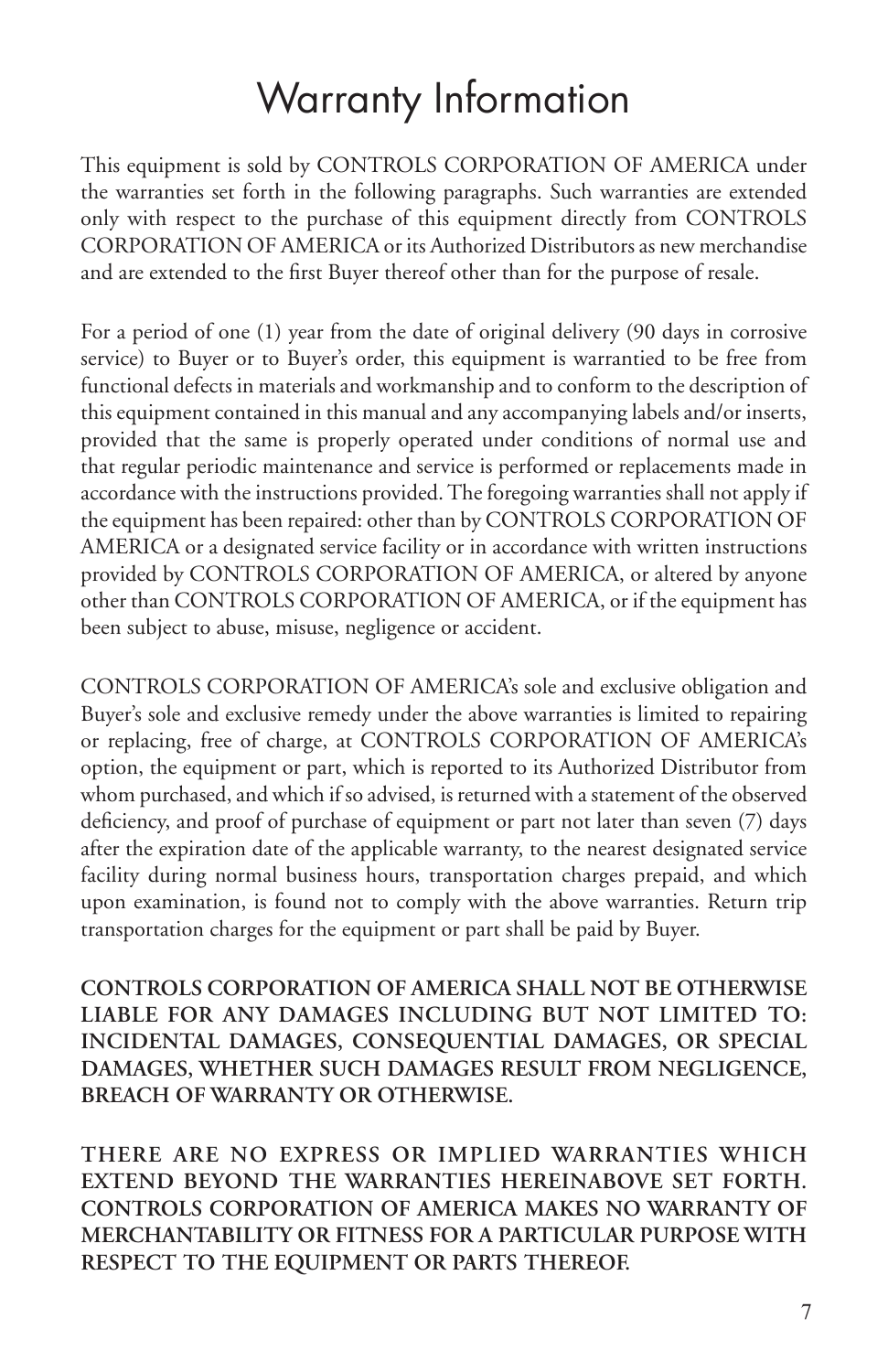# Warranty Information

This equipment is sold by CONTROLS CORPORATION OF AMERICA under the warranties set forth in the following paragraphs. Such warranties are extended only with respect to the purchase of this equipment directly from CONTROLS CORPORATION OF AMERICA or its Authorized Distributors as new merchandise and are extended to the first Buyer thereof other than for the purpose of resale.

For a period of one (1) year from the date of original delivery (90 days in corrosive service) to Buyer or to Buyer's order, this equipment is warrantied to be free from functional defects in materials and workmanship and to conform to the description of this equipment contained in this manual and any accompanying labels and/or inserts, provided that the same is properly operated under conditions of normal use and that regular periodic maintenance and service is performed or replacements made in accordance with the instructions provided. The foregoing warranties shall not apply if the equipment has been repaired: other than by CONTROLS CORPORATION OF AMERICA or a designated service facility or in accordance with written instructions provided by CONTROLS CORPORATION OF AMERICA, or altered by anyone other than CONTROLS CORPORATION OF AMERICA, or if the equipment has been subject to abuse, misuse, negligence or accident.

CONTROLS CORPORATION OF AMERICA's sole and exclusive obligation and Buyer's sole and exclusive remedy under the above warranties is limited to repairing or replacing, free of charge, at CONTROLS CORPORATION OF AMERICA's option, the equipment or part, which is reported to its Authorized Distributor from whom purchased, and which if so advised, is returned with a statement of the observed deficiency, and proof of purchase of equipment or part not later than seven (7) days after the expiration date of the applicable warranty, to the nearest designated service facility during normal business hours, transportation charges prepaid, and which upon examination, is found not to comply with the above warranties. Return trip transportation charges for the equipment or part shall be paid by Buyer.

**CONTROLS CORPORATION OF AMERICA SHALL NOT BE OTHERWISE LIABLE FOR ANY DAMAGES INCLUDING BUT NOT LIMITED TO: INCIDENTAL DAMAGES, CONSEQUENTIAL DAMAGES, OR SPECIAL DAMAGES, WHETHER SUCH DAMAGES RESULT FROM NEGLIGENCE, BREACH OF WARRANTY OR OTHERWISE.**

**THERE ARE NO EXPRESS OR IMPLIED WARRANTIES WHICH EXTEND BEYOND THE WARRANTIES HEREINABOVE SET FORTH. CONTROLS CORPORATION OF AMERICA MAKES NO WARRANTY OF MERCHANTABILITY OR FITNESS FOR A PARTICULAR PURPOSE WITH RESPECT TO THE EQUIPMENT OR PARTS THEREOF.**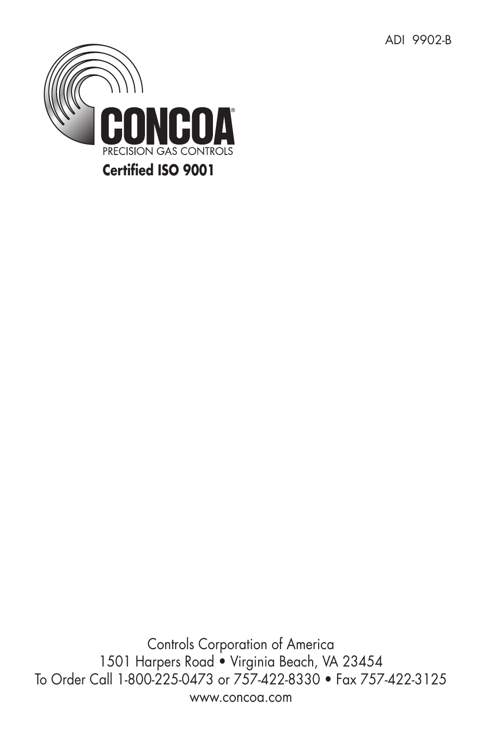ADI 9902-B

CONCOA®

PRECISION GAS CONTROLS

**Certified ISO 9001**

Controls Corporation of America
1501 Harpers Road • Virginia Beach, VA 23454
To Order Call 1-800-225-0473 or 757-422-8330 • Fax 757-422-3125
www.concoa.com